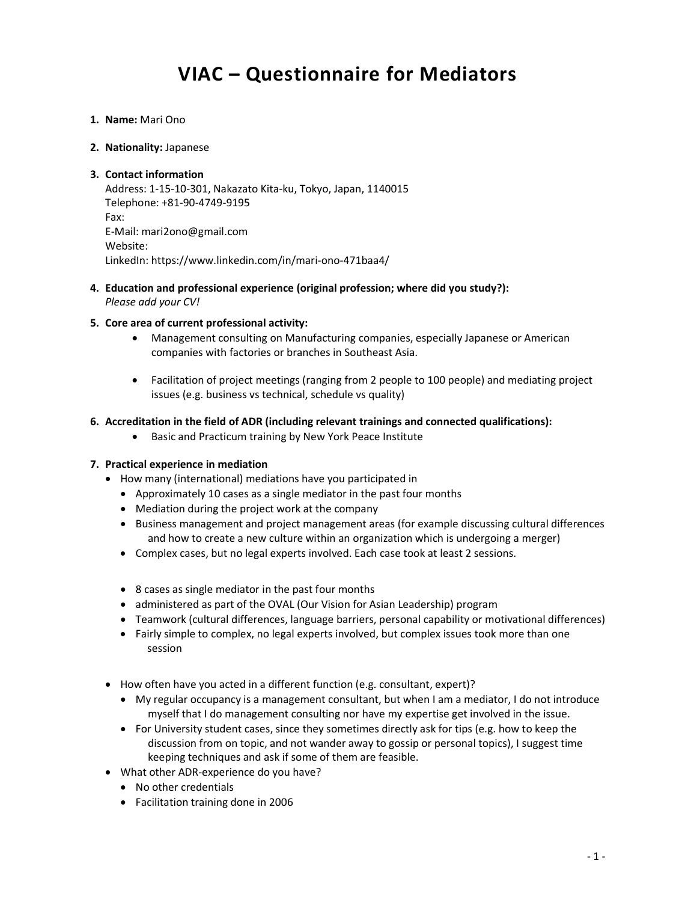# VIAC – Questionnaire for Mediators

1. **Name:** Mari Ono

2. **Nationality:** Japanese

3. **Contact information**
   Address: 1-15-10-301, Nakazato Kita-ku, Tokyo, Japan, 1140015
   Telephone: +81-90-4749-9195
   Fax:
   E-Mail: mari2ono@gmail.com
   Website:
   LinkedIn: https://www.linkedin.com/in/mari-ono-471baa4/

4. **Education and professional experience (original profession; where did you study?):**
   *Please add your CV!*

5. **Core area of current professional activity:**
   - Management consulting on Manufacturing companies, especially Japanese or American companies with factories or branches in Southeast Asia.
   - Facilitation of project meetings (ranging from 2 people to 100 people) and mediating project issues (e.g. business vs technical, schedule vs quality)

6. **Accreditation in the field of ADR (including relevant trainings and connected qualifications):**
   - Basic and Practicum training by New York Peace Institute

7. **Practical experience in mediation**
   - How many (international) mediations have you participated in
     - Approximately 10 cases as a single mediator in the past four months
     - Mediation during the project work at the company
     - Business management and project management areas (for example discussing cultural differences and how to create a new culture within an organization which is undergoing a merger)
     - Complex cases, but no legal experts involved. Each case took at least 2 sessions.

     - 8 cases as single mediator in the past four months
     - administered as part of the OVAL (Our Vision for Asian Leadership) program
     - Teamwork (cultural differences, language barriers, personal capability or motivational differences)
     - Fairly simple to complex, no legal experts involved, but complex issues took more than one session

   - How often have you acted in a different function (e.g. consultant, expert)?
     - My regular occupancy is a management consultant, but when I am a mediator, I do not introduce myself that I do management consulting nor have my expertise get involved in the issue.
     - For University student cases, since they sometimes directly ask for tips (e.g. how to keep the discussion from on topic, and not wander away to gossip or personal topics), I suggest time keeping techniques and ask if some of them are feasible.
   - What other ADR-experience do you have?
     - No other credentials
     - Facilitation training done in 2006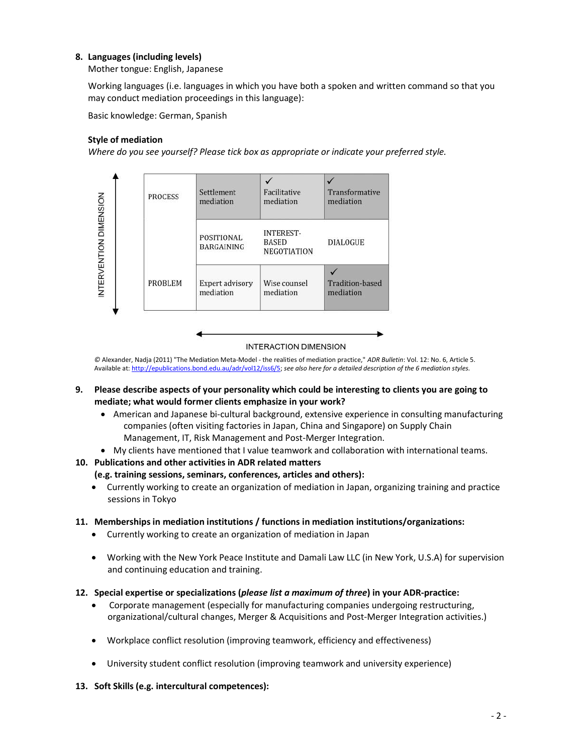**8. Languages (including levels)**

Mother tongue: English, Japanese

Working languages (i.e. languages in which you have both a spoken and written command so that you may conduct mediation proceedings in this language):

Basic knowledge: German, Spanish

**Style of mediation**

*Where do you see yourself? Please tick box as appropriate or indicate your preferred style.*

INTERVENTION DIMENSION (vertical axis) / INTERACTION DIMENSION (horizontal axis)

| | | | |
|---|---|---|---|
| PROCESS | Settlement mediation | ✓ Facilitative mediation | ✓ Transformative mediation |
| | POSITIONAL BARGAINING | INTEREST-BASED NEGOTIATION | DIALOGUE |
| PROBLEM | Expert advisory mediation | Wise counsel mediation | ✓ Tradition-based mediation |

© Alexander, Nadja (2011) "The Mediation Meta-Model - the realities of mediation practice," *ADR Bulletin*: Vol. 12: No. 6, Article 5. Available at: http://epublications.bond.edu.au/adr/vol12/iss6/5; *see also here for a detailed description of the 6 mediation styles.*

**9. Please describe aspects of your personality which could be interesting to clients you are going to mediate; what would former clients emphasize in your work?**

- American and Japanese bi-cultural background, extensive experience in consulting manufacturing companies (often visiting factories in Japan, China and Singapore) on Supply Chain Management, IT, Risk Management and Post-Merger Integration.
- My clients have mentioned that I value teamwork and collaboration with international teams.

**10. Publications and other activities in ADR related matters (e.g. training sessions, seminars, conferences, articles and others):**

- Currently working to create an organization of mediation in Japan, organizing training and practice sessions in Tokyo

**11. Memberships in mediation institutions / functions in mediation institutions/organizations:**

- Currently working to create an organization of mediation in Japan
- Working with the New York Peace Institute and Damali Law LLC (in New York, U.S.A) for supervision and continuing education and training.

**12. Special expertise or specializations (*please list a maximum of three*) in your ADR-practice:**

- Corporate management (especially for manufacturing companies undergoing restructuring, organizational/cultural changes, Merger & Acquisitions and Post-Merger Integration activities.)
- Workplace conflict resolution (improving teamwork, efficiency and effectiveness)
- University student conflict resolution (improving teamwork and university experience)

**13. Soft Skills (e.g. intercultural competences):**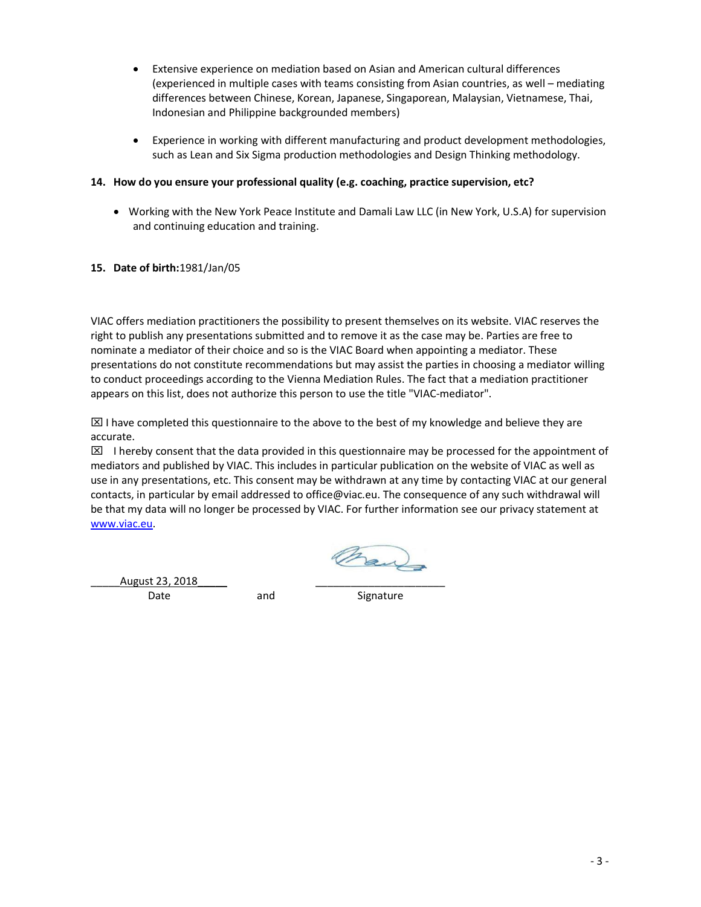- Extensive experience on mediation based on Asian and American cultural differences (experienced in multiple cases with teams consisting from Asian countries, as well – mediating differences between Chinese, Korean, Japanese, Singaporean, Malaysian, Vietnamese, Thai, Indonesian and Philippine backgrounded members)

- Experience in working with different manufacturing and product development methodologies, such as Lean and Six Sigma production methodologies and Design Thinking methodology.

**14. How do you ensure your professional quality (e.g. coaching, practice supervision, etc?**

- Working with the New York Peace Institute and Damali Law LLC (in New York, U.S.A) for supervision and continuing education and training.

**15. Date of birth:**1981/Jan/05

VIAC offers mediation practitioners the possibility to present themselves on its website. VIAC reserves the right to publish any presentations submitted and to remove it as the case may be. Parties are free to nominate a mediator of their choice and so is the VIAC Board when appointing a mediator. These presentations do not constitute recommendations but may assist the parties in choosing a mediator willing to conduct proceedings according to the Vienna Mediation Rules. The fact that a mediation practitioner appears on this list, does not authorize this person to use the title "VIAC-mediator".

☒ I have completed this questionnaire to the above to the best of my knowledge and believe they are accurate.

☒ I hereby consent that the data provided in this questionnaire may be processed for the appointment of mediators and published by VIAC. This includes in particular publication on the website of VIAC as well as use in any presentations, etc. This consent may be withdrawn at any time by contacting VIAC at our general contacts, in particular by email addressed to office@viac.eu. The consequence of any such withdrawal will be that my data will no longer be processed by VIAC. For further information see our privacy statement at www.viac.eu.

August 23, 2018 ______________________

Date and Signature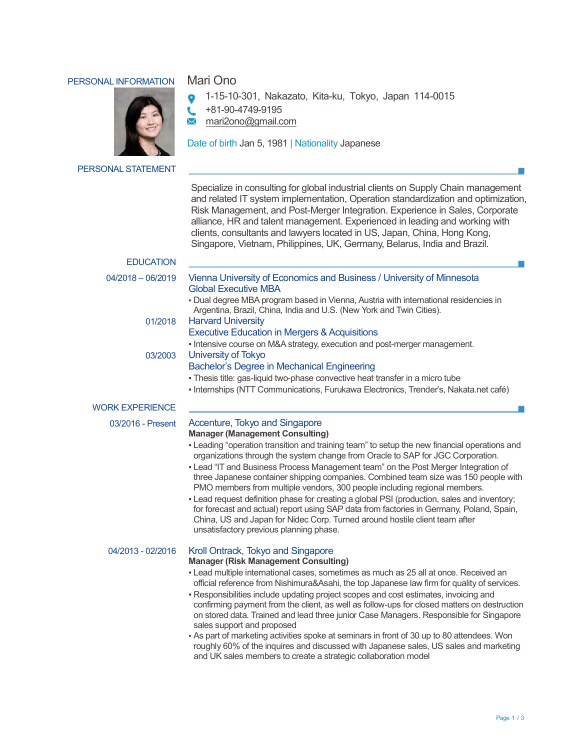## PERSONAL INFORMATION

# Mari Ono

1-15-10-301, Nakazato, Kita-ku, Tokyo, Japan 114-0015

+81-90-4749-9195

mari2ono@gmail.com

Date of birth Jan 5, 1981 | Nationality Japanese

## PERSONAL STATEMENT

Specialize in consulting for global industrial clients on Supply Chain management and related IT system implementation, Operation standardization and optimization, Risk Management, and Post-Merger Integration. Experience in Sales, Corporate alliance, HR and talent management. Experienced in leading and working with clients, consultants and lawyers located in US, Japan, China, Hong Kong, Singapore, Vietnam, Philippines, UK, Germany, Belarus, India and Brazil.

## EDUCATION

**04/2018 – 06/2019**

### Vienna University of Economics and Business / University of Minnesota
### Global Executive MBA

- Dual degree MBA program based in Vienna, Austria with international residencies in Argentina, Brazil, China, India and U.S. (New York and Twin Cities).

**01/2018**

### Harvard University
### Executive Education in Mergers & Acquisitions

- Intensive course on M&A strategy, execution and post-merger management.

**03/2003**

### University of Tokyo
### Bachelor's Degree in Mechanical Engineering

- Thesis title: gas-liquid two-phase convective heat transfer in a micro tube
- Internships (NTT Communications, Furukawa Electronics, Trender's, Nakata.net café)

## WORK EXPERIENCE

**03/2016 - Present**

### Accenture, Tokyo and Singapore

**Manager (Management Consulting)**

- Leading "operation transition and training team" to setup the new financial operations and organizations through the system change from Oracle to SAP for JGC Corporation.
- Lead "IT and Business Process Management team" on the Post Merger Integration of three Japanese container shipping companies. Combined team size was 150 people with PMO members from multiple vendors, 300 people including regional members.
- Lead request definition phase for creating a global PSI (production, sales and inventory; for forecast and actual) report using SAP data from factories in Germany, Poland, Spain, China, US and Japan for Nidec Corp. Turned around hostile client team after unsatisfactory previous planning phase.

**04/2013 - 02/2016**

### Kroll Ontrack, Tokyo and Singapore

**Manager (Risk Management Consulting)**

- Lead multiple international cases, sometimes as much as 25 all at once. Received an official reference from Nishimura&Asahi, the top Japanese law firm for quality of services.
- Responsibilities include updating project scopes and cost estimates, invoicing and confirming payment from the client, as well as follow-ups for closed matters on destruction on stored data. Trained and lead three junior Case Managers. Responsible for Singapore sales support and proposed
- As part of marketing activities spoke at seminars in front of 30 up to 80 attendees. Won roughly 60% of the inquires and discussed with Japanese sales, US sales and marketing and UK sales members to create a strategic collaboration model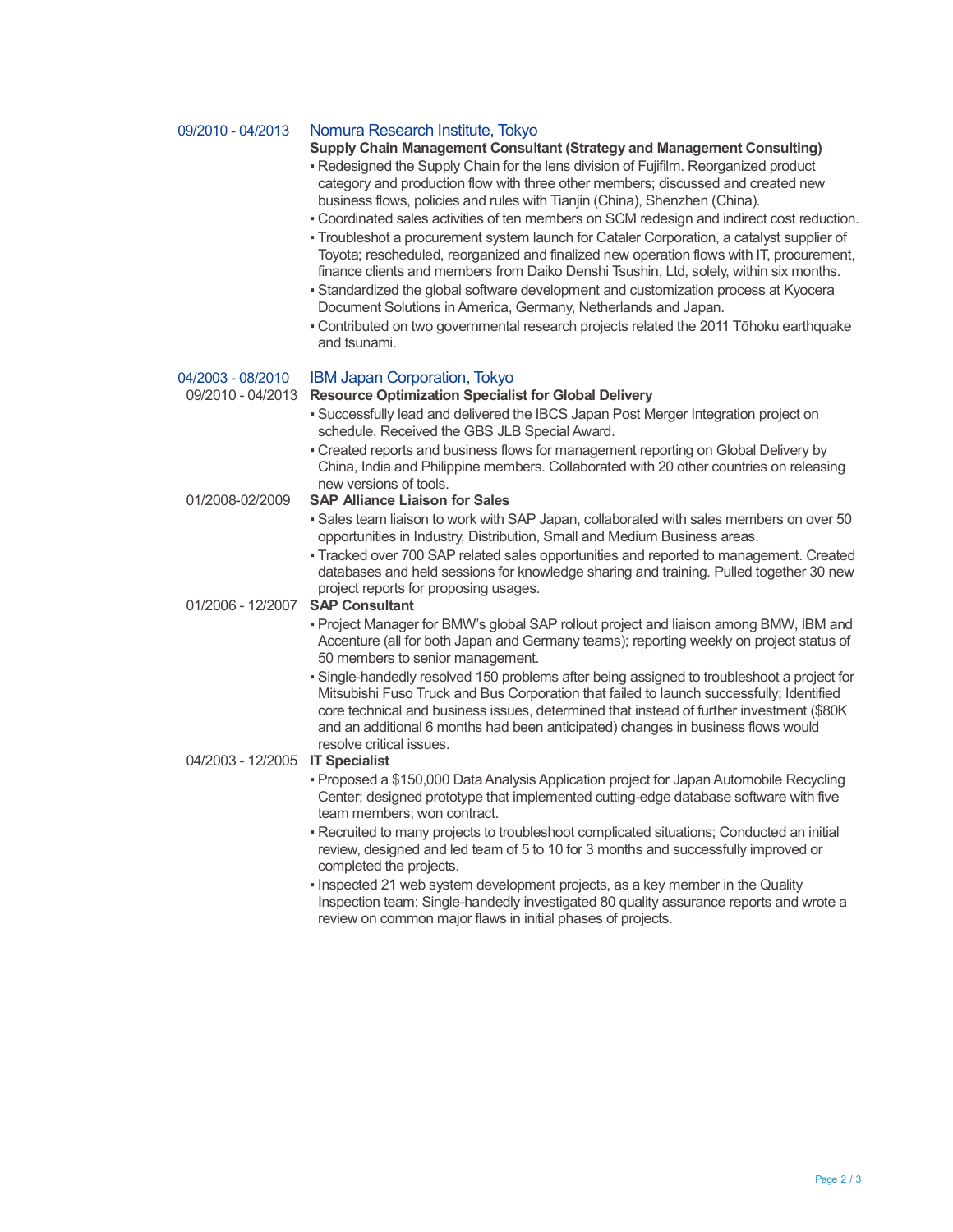09/2010 - 04/2013 **Nomura Research Institute, Tokyo**

**Supply Chain Management Consultant (Strategy and Management Consulting)**

- Redesigned the Supply Chain for the lens division of Fujifilm. Reorganized product category and production flow with three other members; discussed and created new business flows, policies and rules with Tianjin (China), Shenzhen (China).
- Coordinated sales activities of ten members on SCM redesign and indirect cost reduction.
- Troubleshot a procurement system launch for Cataler Corporation, a catalyst supplier of Toyota; rescheduled, reorganized and finalized new operation flows with IT, procurement, finance clients and members from Daiko Denshi Tsushin, Ltd, solely, within six months.
- Standardized the global software development and customization process at Kyocera Document Solutions in America, Germany, Netherlands and Japan.
- Contributed on two governmental research projects related the 2011 Tōhoku earthquake and tsunami.

04/2003 - 08/2010 **IBM Japan Corporation, Tokyo**

09/2010 - 04/2013 **Resource Optimization Specialist for Global Delivery**

- Successfully lead and delivered the IBCS Japan Post Merger Integration project on schedule. Received the GBS JLB Special Award.
- Created reports and business flows for management reporting on Global Delivery by China, India and Philippine members. Collaborated with 20 other countries on releasing new versions of tools.

01/2008-02/2009 **SAP Alliance Liaison for Sales**

- Sales team liaison to work with SAP Japan, collaborated with sales members on over 50 opportunities in Industry, Distribution, Small and Medium Business areas.
- Tracked over 700 SAP related sales opportunities and reported to management. Created databases and held sessions for knowledge sharing and training. Pulled together 30 new project reports for proposing usages.

01/2006 - 12/2007 **SAP Consultant**

- Project Manager for BMW's global SAP rollout project and liaison among BMW, IBM and Accenture (all for both Japan and Germany teams); reporting weekly on project status of 50 members to senior management.
- Single-handedly resolved 150 problems after being assigned to troubleshoot a project for Mitsubishi Fuso Truck and Bus Corporation that failed to launch successfully; Identified core technical and business issues, determined that instead of further investment ($80K and an additional 6 months had been anticipated) changes in business flows would resolve critical issues.

04/2003 - 12/2005 **IT Specialist**

- Proposed a $150,000 Data Analysis Application project for Japan Automobile Recycling Center; designed prototype that implemented cutting-edge database software with five team members; won contract.
- Recruited to many projects to troubleshoot complicated situations; Conducted an initial review, designed and led team of 5 to 10 for 3 months and successfully improved or completed the projects.
- Inspected 21 web system development projects, as a key member in the Quality Inspection team; Single-handedly investigated 80 quality assurance reports and wrote a review on common major flaws in initial phases of projects.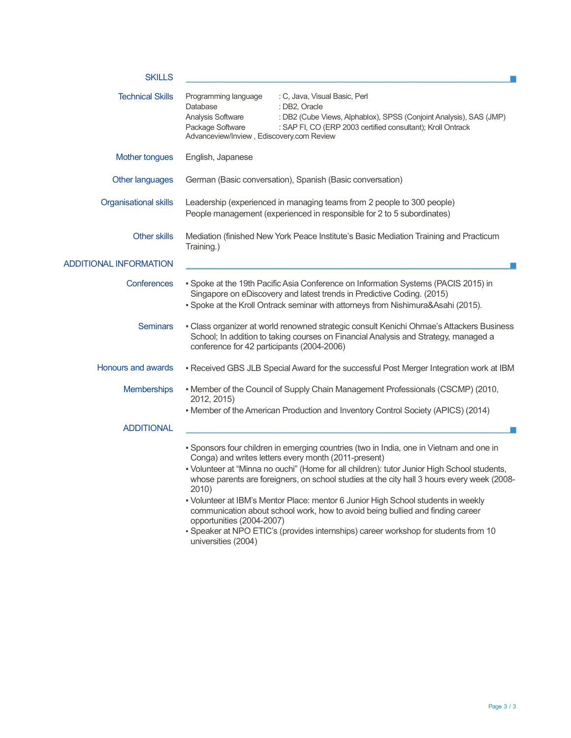## SKILLS

**Technical Skills**

| | |
|---|---|
| Programming language | : C, Java, Visual Basic, Perl |
| Database | : DB2, Oracle |
| Analysis Software | : DB2 (Cube Views, Alphablox), SPSS (Conjoint Analysis), SAS (JMP) |
| Package Software | : SAP FI, CO (ERP 2003 certified consultant); Kroll Ontrack Advanceview/Inview , Ediscovery.com Review |

**Mother tongues**

English, Japanese

**Other languages**

German (Basic conversation), Spanish (Basic conversation)

**Organisational skills**

Leadership (experienced in managing teams from 2 people to 300 people)
People management (experienced in responsible for 2 to 5 subordinates)

**Other skills**

Mediation (finished New York Peace Institute's Basic Mediation Training and Practicum Training.)

## ADDITIONAL INFORMATION

**Conferences**

- Spoke at the 19th Pacific Asia Conference on Information Systems (PACIS 2015) in Singapore on eDiscovery and latest trends in Predictive Coding. (2015)
- Spoke at the Kroll Ontrack seminar with attorneys from Nishimura&Asahi (2015).

**Seminars**

- Class organizer at world renowned strategic consult Kenichi Ohmae's Attackers Business School; In addition to taking courses on Financial Analysis and Strategy, managed a conference for 42 participants (2004-2006)

**Honours and awards**

- Received GBS JLB Special Award for the successful Post Merger Integration work at IBM

**Memberships**

- Member of the Council of Supply Chain Management Professionals (CSCMP) (2010, 2012, 2015)
- Member of the American Production and Inventory Control Society (APICS) (2014)

## ADDITIONAL

- Sponsors four children in emerging countries (two in India, one in Vietnam and one in Conga) and writes letters every month (2011-present)
- Volunteer at "Minna no ouchi" (Home for all children): tutor Junior High School students, whose parents are foreigners, on school studies at the city hall 3 hours every week (2008-2010)
- Volunteer at IBM's Mentor Place: mentor 6 Junior High School students in weekly communication about school work, how to avoid being bullied and finding career opportunities (2004-2007)
- Speaker at NPO ETIC's (provides internships) career workshop for students from 10 universities (2004)